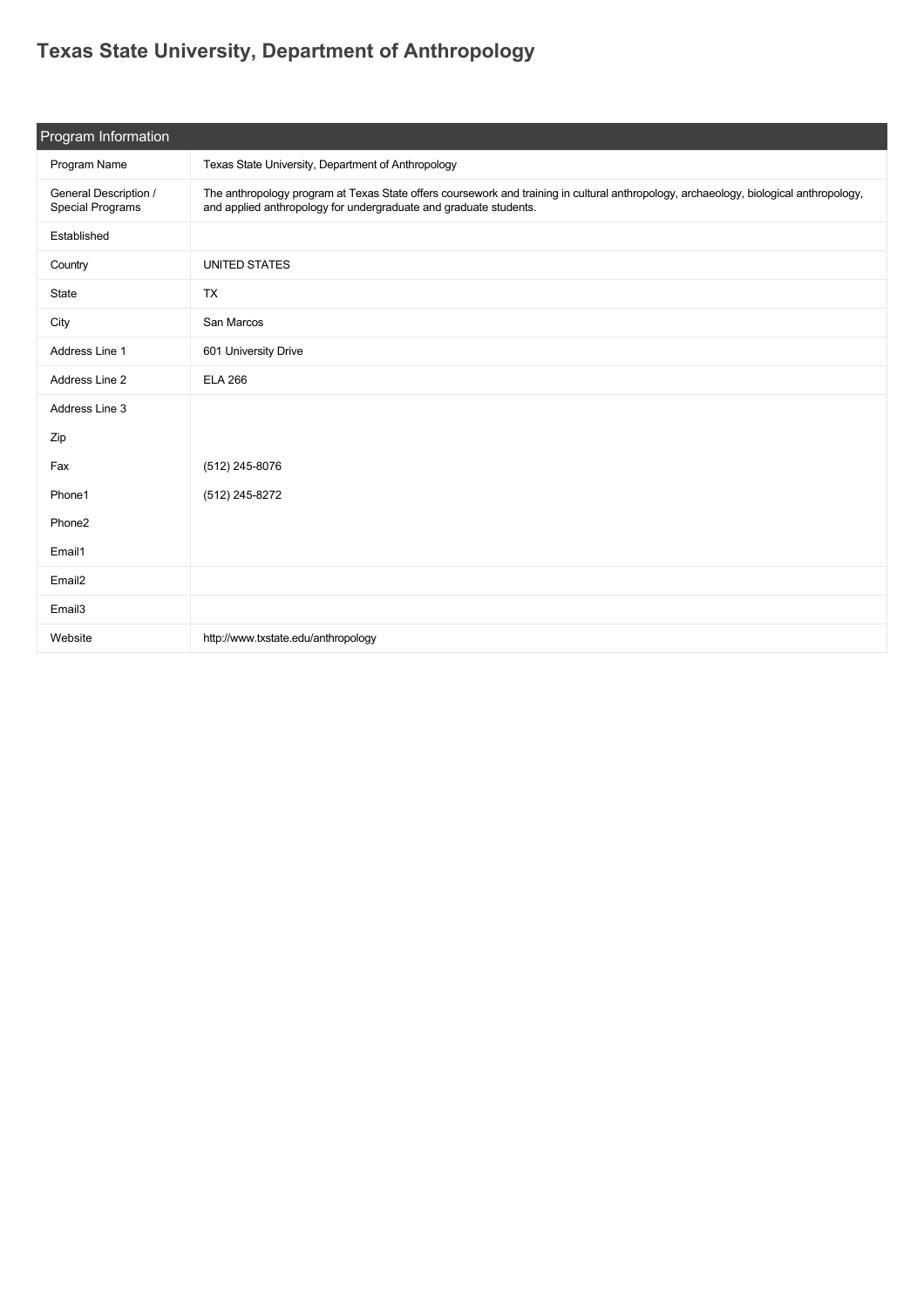# Texas State University, Department of Anthropology

| Program Information | |
|---|---|
| Program Name | Texas State University, Department of Anthropology |
| General Description / Special Programs | The anthropology program at Texas State offers coursework and training in cultural anthropology, archaeology, biological anthropology, and applied anthropology for undergraduate and graduate students. |
| Established | |
| Country | UNITED STATES |
| State | TX |
| City | San Marcos |
| Address Line 1 | 601 University Drive |
| Address Line 2 | ELA 266 |
| Address Line 3 | |
| Zip | |
| Fax | (512) 245-8076 |
| Phone1 | (512) 245-8272 |
| Phone2 | |
| Email1 | |
| Email2 | |
| Email3 | |
| Website | http://www.txstate.edu/anthropology |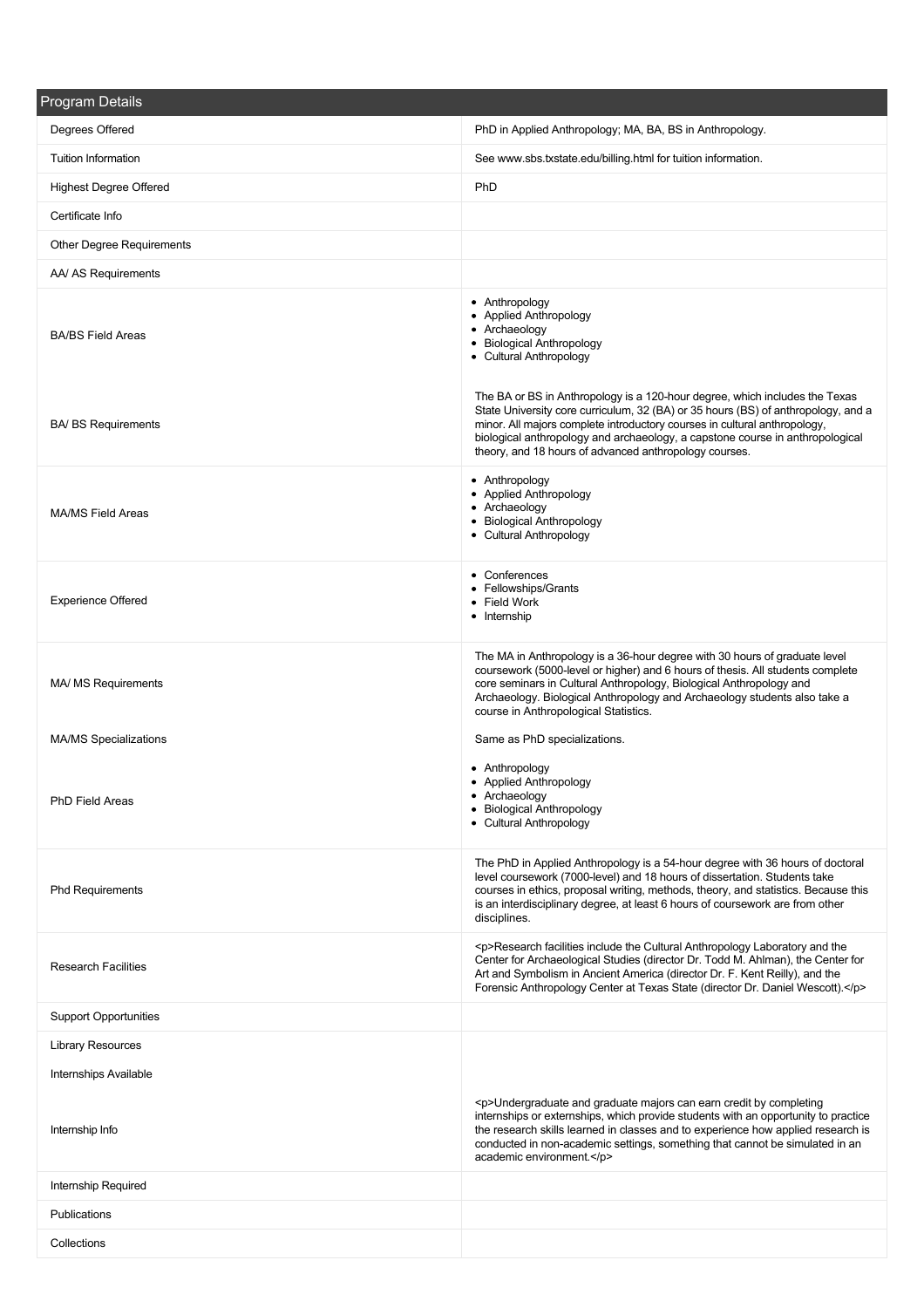| Program Details | |
|---|---|
| Degrees Offered | PhD in Applied Anthropology; MA, BA, BS in Anthropology. |
| Tuition Information | See www.sbs.txstate.edu/billing.html for tuition information. |
| Highest Degree Offered | PhD |
| Certificate Info | |
| Other Degree Requirements | |
| AA/ AS Requirements | |
| BA/BS Field Areas | • Anthropology<br>• Applied Anthropology<br>• Archaeology<br>• Biological Anthropology<br>• Cultural Anthropology |
| BA/ BS Requirements | The BA or BS in Anthropology is a 120-hour degree, which includes the Texas State University core curriculum, 32 (BA) or 35 hours (BS) of anthropology, and a minor. All majors complete introductory courses in cultural anthropology, biological anthropology and archaeology, a capstone course in anthropological theory, and 18 hours of advanced anthropology courses. |
| MA/MS Field Areas | • Anthropology<br>• Applied Anthropology<br>• Archaeology<br>• Biological Anthropology<br>• Cultural Anthropology |
| Experience Offered | • Conferences<br>• Fellowships/Grants<br>• Field Work<br>• Internship |
| MA/ MS Requirements | The MA in Anthropology is a 36-hour degree with 30 hours of graduate level coursework (5000-level or higher) and 6 hours of thesis. All students complete core seminars in Cultural Anthropology, Biological Anthropology and Archaeology. Biological Anthropology and Archaeology students also take a course in Anthropological Statistics. |
| MA/MS Specializations | Same as PhD specializations. |
| PhD Field Areas | • Anthropology<br>• Applied Anthropology<br>• Archaeology<br>• Biological Anthropology<br>• Cultural Anthropology |
| Phd Requirements | The PhD in Applied Anthropology is a 54-hour degree with 36 hours of doctoral level coursework (7000-level) and 18 hours of dissertation. Students take courses in ethics, proposal writing, methods, theory, and statistics. Because this is an interdisciplinary degree, at least 6 hours of coursework are from other disciplines. |
| Research Facilities | <p>Research facilities include the Cultural Anthropology Laboratory and the Center for Archaeological Studies (director Dr. Todd M. Ahlman), the Center for Art and Symbolism in Ancient America (director Dr. F. Kent Reilly), and the Forensic Anthropology Center at Texas State (director Dr. Daniel Wescott).</p> |
| Support Opportunities | |
| Library Resources | |
| Internships Available | |
| Internship Info | <p>Undergraduate and graduate majors can earn credit by completing internships or externships, which provide students with an opportunity to practice the research skills learned in classes and to experience how applied research is conducted in non-academic settings, something that cannot be simulated in an academic environment.</p> |
| Internship Required | |
| Publications | |
| Collections | |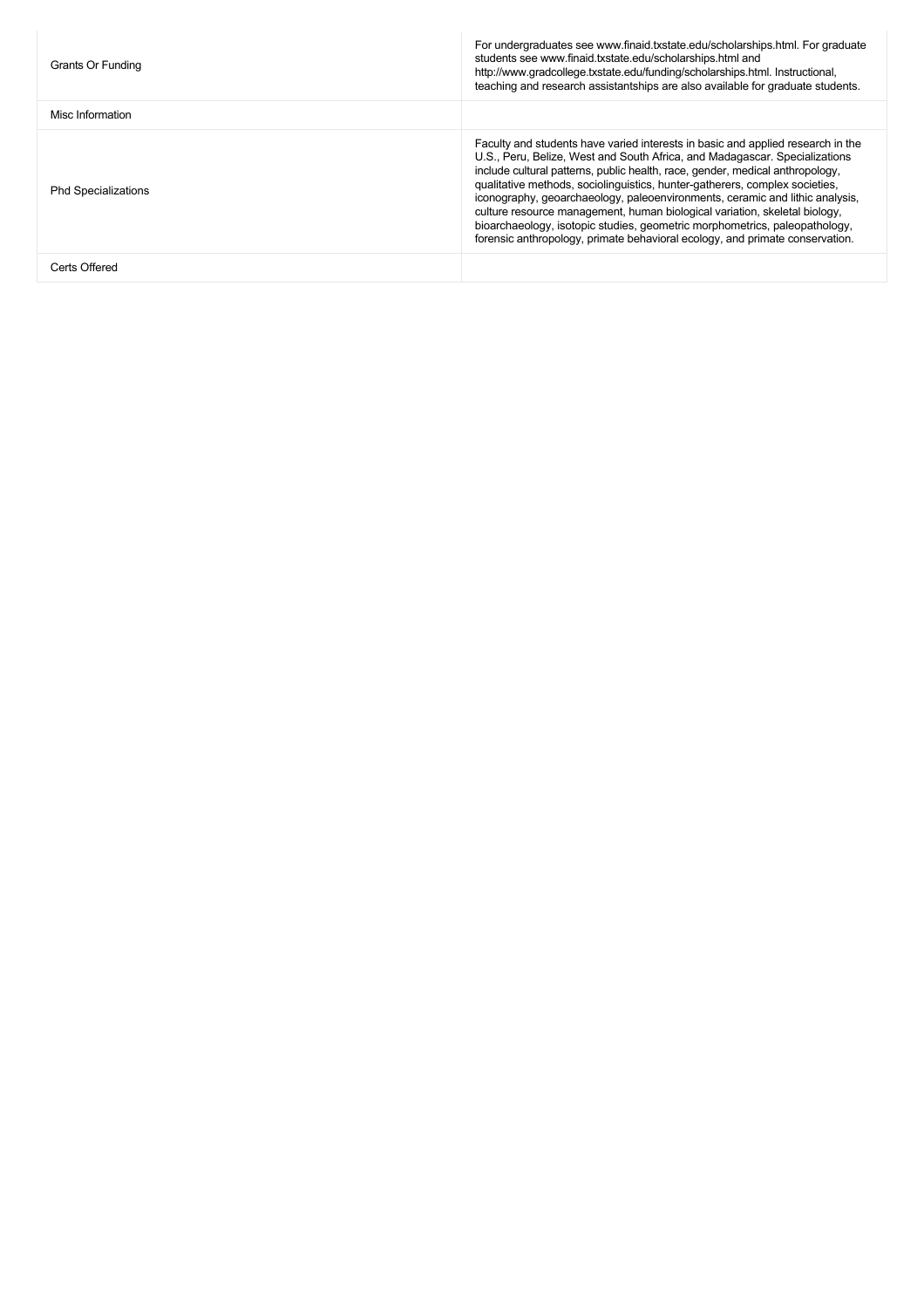| | |
|---|---|
| Grants Or Funding | For undergraduates see www.finaid.txstate.edu/scholarships.html. For graduate students see www.finaid.txstate.edu/scholarships.html and http://www.gradcollege.txstate.edu/funding/scholarships.html. Instructional, teaching and research assistantships are also available for graduate students. |
| Misc Information | |
| Phd Specializations | Faculty and students have varied interests in basic and applied research in the U.S., Peru, Belize, West and South Africa, and Madagascar. Specializations include cultural patterns, public health, race, gender, medical anthropology, qualitative methods, sociolinguistics, hunter-gatherers, complex societies, iconography, geoarchaeology, paleoenvironments, ceramic and lithic analysis, culture resource management, human biological variation, skeletal biology, bioarchaeology, isotopic studies, geometric morphometrics, paleopathology, forensic anthropology, primate behavioral ecology, and primate conservation. |
| Certs Offered | |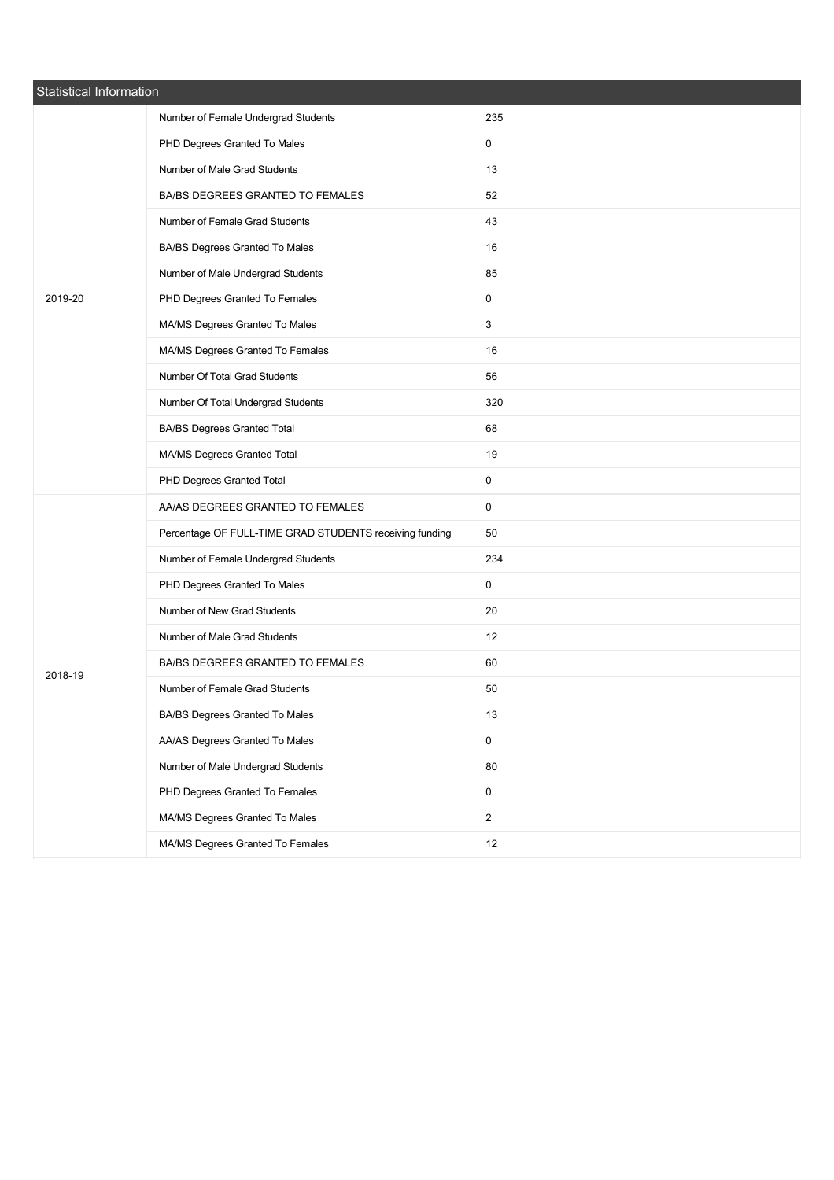| Statistical Information | | |
|---|---|---|
| 2019-20 | Number of Female Undergrad Students | 235 |
| | PHD Degrees Granted To Males | 0 |
| | Number of Male Grad Students | 13 |
| | BA/BS DEGREES GRANTED TO FEMALES | 52 |
| | Number of Female Grad Students | 43 |
| | BA/BS Degrees Granted To Males | 16 |
| | Number of Male Undergrad Students | 85 |
| | PHD Degrees Granted To Females | 0 |
| | MA/MS Degrees Granted To Males | 3 |
| | MA/MS Degrees Granted To Females | 16 |
| | Number Of Total Grad Students | 56 |
| | Number Of Total Undergrad Students | 320 |
| | BA/BS Degrees Granted Total | 68 |
| | MA/MS Degrees Granted Total | 19 |
| | PHD Degrees Granted Total | 0 |
| 2018-19 | AA/AS DEGREES GRANTED TO FEMALES | 0 |
| | Percentage OF FULL-TIME GRAD STUDENTS receiving funding | 50 |
| | Number of Female Undergrad Students | 234 |
| | PHD Degrees Granted To Males | 0 |
| | Number of New Grad Students | 20 |
| | Number of Male Grad Students | 12 |
| | BA/BS DEGREES GRANTED TO FEMALES | 60 |
| | Number of Female Grad Students | 50 |
| | BA/BS Degrees Granted To Males | 13 |
| | AA/AS Degrees Granted To Males | 0 |
| | Number of Male Undergrad Students | 80 |
| | PHD Degrees Granted To Females | 0 |
| | MA/MS Degrees Granted To Males | 2 |
| | MA/MS Degrees Granted To Females | 12 |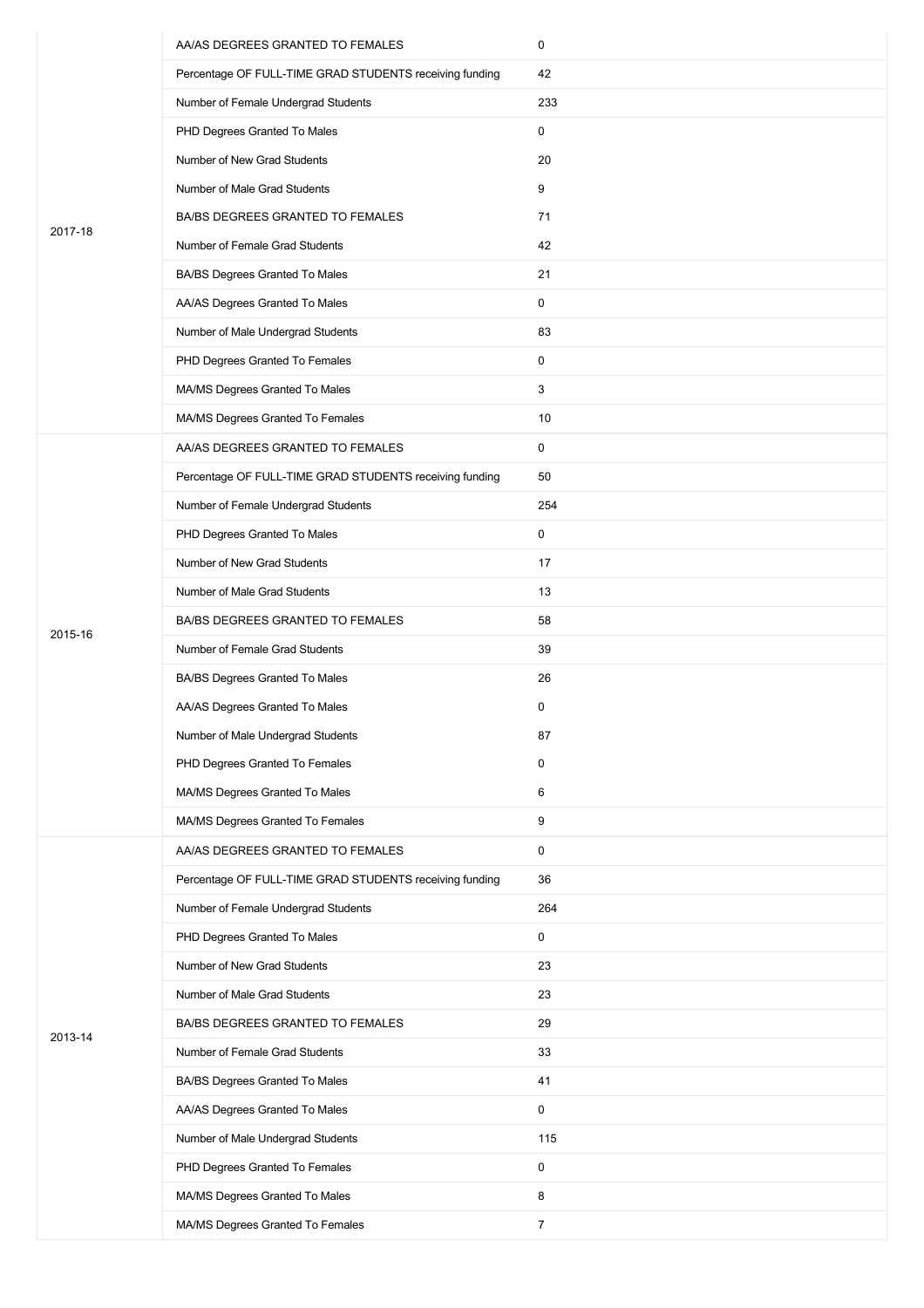| | | |
|---|---|---|
| 2017-18 | AA/AS DEGREES GRANTED TO FEMALES | 0 |
| | Percentage OF FULL-TIME GRAD STUDENTS receiving funding | 42 |
| | Number of Female Undergrad Students | 233 |
| | PHD Degrees Granted To Males | 0 |
| | Number of New Grad Students | 20 |
| | Number of Male Grad Students | 9 |
| | BA/BS DEGREES GRANTED TO FEMALES | 71 |
| | Number of Female Grad Students | 42 |
| | BA/BS Degrees Granted To Males | 21 |
| | AA/AS Degrees Granted To Males | 0 |
| | Number of Male Undergrad Students | 83 |
| | PHD Degrees Granted To Females | 0 |
| | MA/MS Degrees Granted To Males | 3 |
| | MA/MS Degrees Granted To Females | 10 |
| 2015-16 | AA/AS DEGREES GRANTED TO FEMALES | 0 |
| | Percentage OF FULL-TIME GRAD STUDENTS receiving funding | 50 |
| | Number of Female Undergrad Students | 254 |
| | PHD Degrees Granted To Males | 0 |
| | Number of New Grad Students | 17 |
| | Number of Male Grad Students | 13 |
| | BA/BS DEGREES GRANTED TO FEMALES | 58 |
| | Number of Female Grad Students | 39 |
| | BA/BS Degrees Granted To Males | 26 |
| | AA/AS Degrees Granted To Males | 0 |
| | Number of Male Undergrad Students | 87 |
| | PHD Degrees Granted To Females | 0 |
| | MA/MS Degrees Granted To Males | 6 |
| | MA/MS Degrees Granted To Females | 9 |
| 2013-14 | AA/AS DEGREES GRANTED TO FEMALES | 0 |
| | Percentage OF FULL-TIME GRAD STUDENTS receiving funding | 36 |
| | Number of Female Undergrad Students | 264 |
| | PHD Degrees Granted To Males | 0 |
| | Number of New Grad Students | 23 |
| | Number of Male Grad Students | 23 |
| | BA/BS DEGREES GRANTED TO FEMALES | 29 |
| | Number of Female Grad Students | 33 |
| | BA/BS Degrees Granted To Males | 41 |
| | AA/AS Degrees Granted To Males | 0 |
| | Number of Male Undergrad Students | 115 |
| | PHD Degrees Granted To Females | 0 |
| | MA/MS Degrees Granted To Males | 8 |
| | MA/MS Degrees Granted To Females | 7 |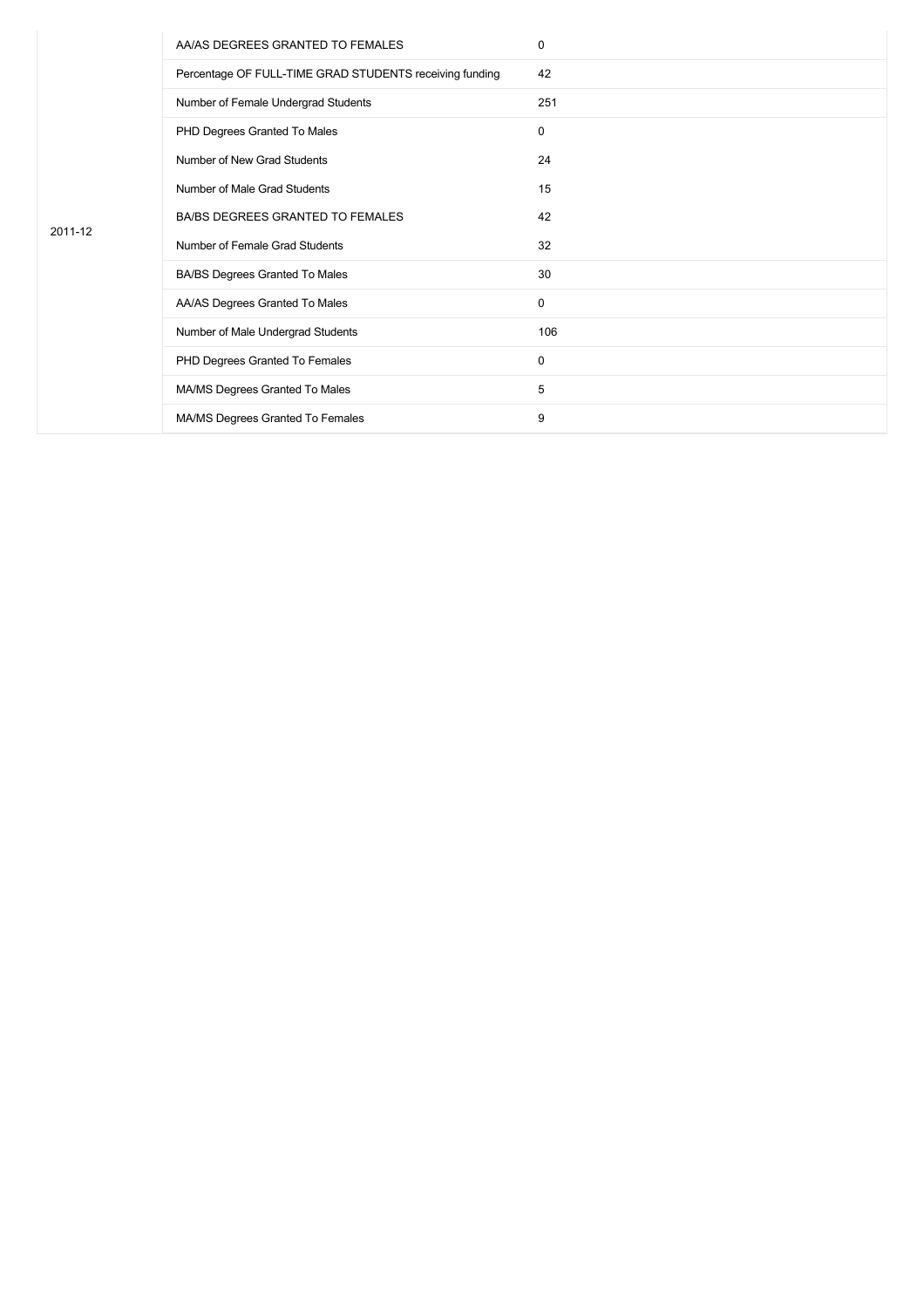| | | |
|---|---|---|
| 2011-12 | AA/AS DEGREES GRANTED TO FEMALES | 0 |
| | Percentage OF FULL-TIME GRAD STUDENTS receiving funding | 42 |
| | Number of Female Undergrad Students | 251 |
| | PHD Degrees Granted To Males | 0 |
| | Number of New Grad Students | 24 |
| | Number of Male Grad Students | 15 |
| | BA/BS DEGREES GRANTED TO FEMALES | 42 |
| | Number of Female Grad Students | 32 |
| | BA/BS Degrees Granted To Males | 30 |
| | AA/AS Degrees Granted To Males | 0 |
| | Number of Male Undergrad Students | 106 |
| | PHD Degrees Granted To Females | 0 |
| | MA/MS Degrees Granted To Males | 5 |
| | MA/MS Degrees Granted To Females | 9 |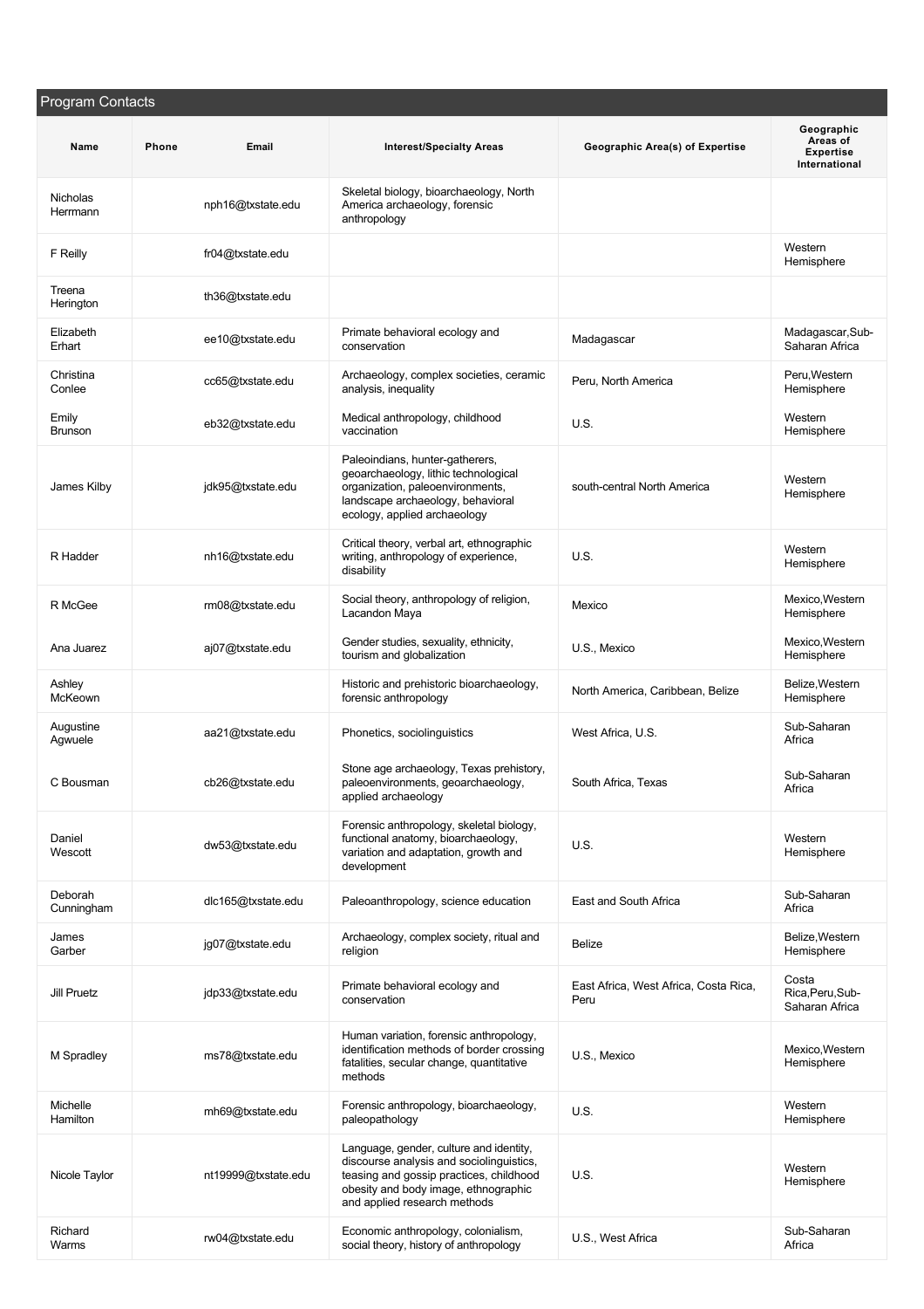## Program Contacts

| Name | Phone | Email | Interest/Specialty Areas | Geographic Area(s) of Expertise | Geographic Areas of Expertise International |
|---|---|---|---|---|---|
| Nicholas Herrmann | | nph16@txstate.edu | Skeletal biology, bioarchaeology, North America archaeology, forensic anthropology | | |
| F Reilly | | fr04@txstate.edu | | | Western Hemisphere |
| Treena Herington | | th36@txstate.edu | | | |
| Elizabeth Erhart | | ee10@txstate.edu | Primate behavioral ecology and conservation | Madagascar | Madagascar,Sub-Saharan Africa |
| Christina Conlee | | cc65@txstate.edu | Archaeology, complex societies, ceramic analysis, inequality | Peru, North America | Peru,Western Hemisphere |
| Emily Brunson | | eb32@txstate.edu | Medical anthropology, childhood vaccination | U.S. | Western Hemisphere |
| James Kilby | | jdk95@txstate.edu | Paleoindians, hunter-gatherers, geoarchaeology, lithic technological organization, paleoenvironments, landscape archaeology, behavioral ecology, applied archaeology | south-central North America | Western Hemisphere |
| R Hadder | | nh16@txstate.edu | Critical theory, verbal art, ethnographic writing, anthropology of experience, disability | U.S. | Western Hemisphere |
| R McGee | | rm08@txstate.edu | Social theory, anthropology of religion, Lacandon Maya | Mexico | Mexico,Western Hemisphere |
| Ana Juarez | | aj07@txstate.edu | Gender studies, sexuality, ethnicity, tourism and globalization | U.S., Mexico | Mexico,Western Hemisphere |
| Ashley McKeown | | | Historic and prehistoric bioarchaeology, forensic anthropology | North America, Caribbean, Belize | Belize,Western Hemisphere |
| Augustine Agwuele | | aa21@txstate.edu | Phonetics, sociolinguistics | West Africa, U.S. | Sub-Saharan Africa |
| C Bousman | | cb26@txstate.edu | Stone age archaeology, Texas prehistory, paleoenvironments, geoarchaeology, applied archaeology | South Africa, Texas | Sub-Saharan Africa |
| Daniel Wescott | | dw53@txstate.edu | Forensic anthropology, skeletal biology, functional anatomy, bioarchaeology, variation and adaptation, growth and development | U.S. | Western Hemisphere |
| Deborah Cunningham | | dlc165@txstate.edu | Paleoanthropology, science education | East and South Africa | Sub-Saharan Africa |
| James Garber | | jg07@txstate.edu | Archaeology, complex society, ritual and religion | Belize | Belize,Western Hemisphere |
| Jill Pruetz | | jdp33@txstate.edu | Primate behavioral ecology and conservation | East Africa, West Africa, Costa Rica, Peru | Costa Rica,Peru,Sub-Saharan Africa |
| M Spradley | | ms78@txstate.edu | Human variation, forensic anthropology, identification methods of border crossing fatalities, secular change, quantitative methods | U.S., Mexico | Mexico,Western Hemisphere |
| Michelle Hamilton | | mh69@txstate.edu | Forensic anthropology, bioarchaeology, paleopathology | U.S. | Western Hemisphere |
| Nicole Taylor | | nt19999@txstate.edu | Language, gender, culture and identity, discourse analysis and sociolinguistics, teasing and gossip practices, childhood obesity and body image, ethnographic and applied research methods | U.S. | Western Hemisphere |
| Richard Warms | | rw04@txstate.edu | Economic anthropology, colonialism, social theory, history of anthropology | U.S., West Africa | Sub-Saharan Africa |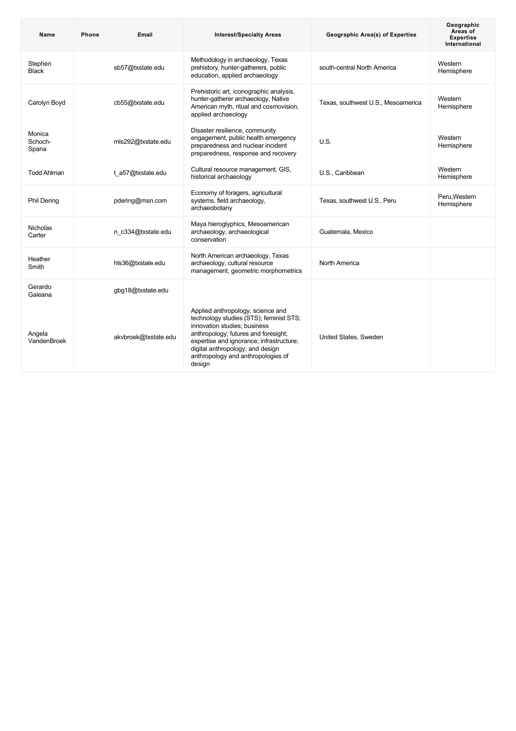| Name | Phone | Email | Interest/Specialty Areas | Geographic Area(s) of Expertise | Geographic Areas of Expertise International |
|---|---|---|---|---|---|
| Stephen Black | | sb57@txstate.edu | Methodology in archaeology, Texas prehistory, hunter-gatherers, public education, applied archaeology | south-central North America | Western Hemisphere |
| Carolyn Boyd | | cb55@txstate.edu | Prehistoric art, iconographic analysis, hunter-gatherer archaeology, Native American myth, ritual and cosmovision, applied archaeology | Texas, southwest U.S., Mesoamerica | Western Hemisphere |
| Monica Schoch-Spana | | mls292@txstate.edu | Disaster resilience, community engagement, public health emergency preparedness and nuclear incident preparedness, response and recovery | U.S. | Western Hemisphere |
| Todd Ahlman | | t_a57@txstate.edu | Cultural resource management, GIS, historical archaeology | U.S., Caribbean | Western Hemisphere |
| Phil Dering | | pdering@msn.com | Economy of foragers, agricultural systems, field archaeology, archaeobotany | Texas, southwest U.S., Peru | Peru,Western Hemisphere |
| Nicholas Carter | | n_c334@txstate.edu | Maya hieroglyphics, Mesoamerican archaeology, archaeological conservation | Guatemala, Mexico | |
| Heather Smith | | hls36@txstate.edu | North American archaeology, Texas archaeology, cultural resource management, geometric morphometrics | North America | |
| Gerardo Galeana | | gbg18@txstate.edu | | | |
| Angela VandenBroek | | akvbroek@txstate.edu | Applied anthropology, science and technology studies (STS); feminist STS; innovation studies; business anthropology; futures and foresight; expertise and ignorance; infrastructure; digital anthropology; and design anthropology and anthropologies of design | United States, Sweden | |